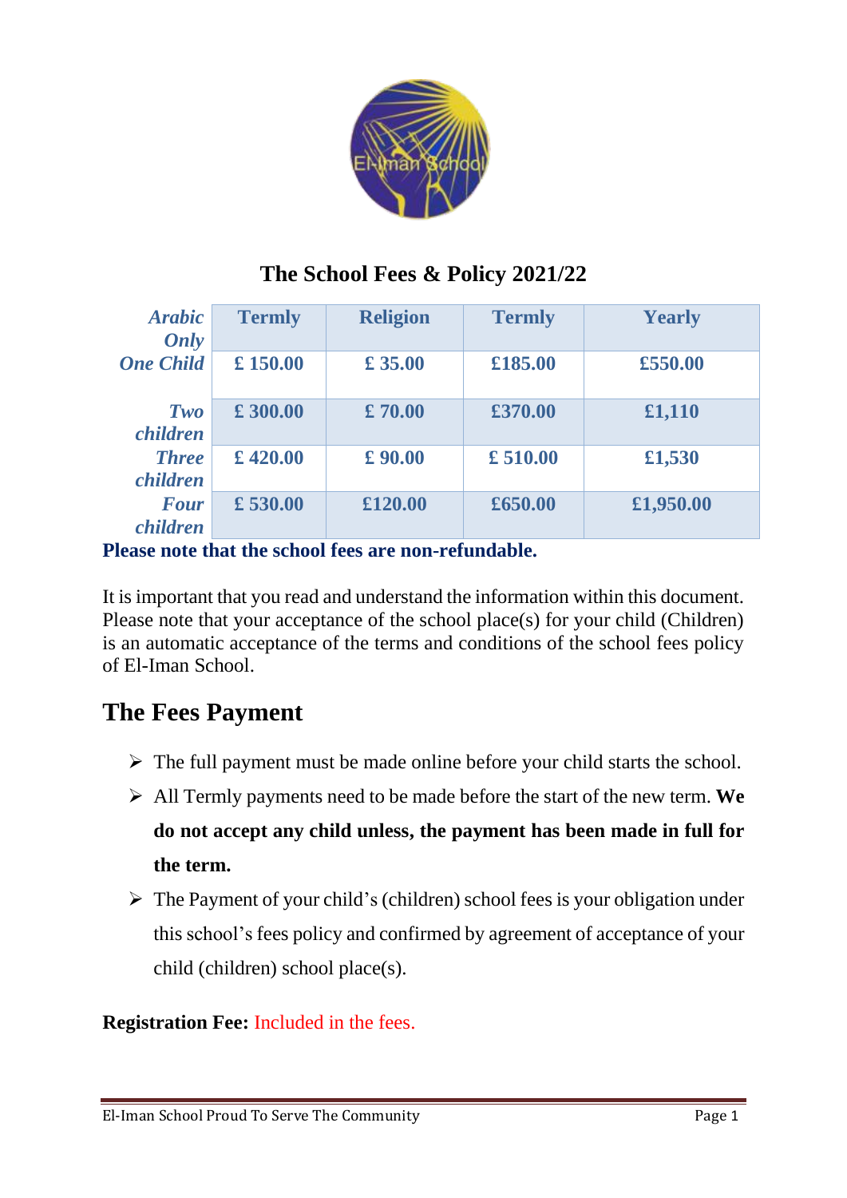# The School Fees & Policy 2021/22

| *Arabic Only* | **Termly** | **Religion** | **Termly** | **Yearly** |
|---|---|---|---|---|
| *One Child* | **£ 150.00** | **£ 35.00** | **£185.00** | **£550.00** |
| *Two children* | **£ 300.00** | **£ 70.00** | **£370.00** | **£1,110** |
| *Three children* | **£ 420.00** | **£ 90.00** | **£ 510.00** | **£1,530** |
| *Four children* | **£ 530.00** | **£120.00** | **£650.00** | **£1,950.00** |

**Please note that the school fees are non-refundable.**

It is important that you read and understand the information within this document. Please note that your acceptance of the school place(s) for your child (Children) is an automatic acceptance of the terms and conditions of the school fees policy of El-Iman School.

## The Fees Payment

- The full payment must be made online before your child starts the school.
- All Termly payments need to be made before the start of the new term. **We do not accept any child unless, the payment has been made in full for the term.**
- The Payment of your child's (children) school fees is your obligation under this school's fees policy and confirmed by agreement of acceptance of your child (children) school place(s).

**Registration Fee:** Included in the fees.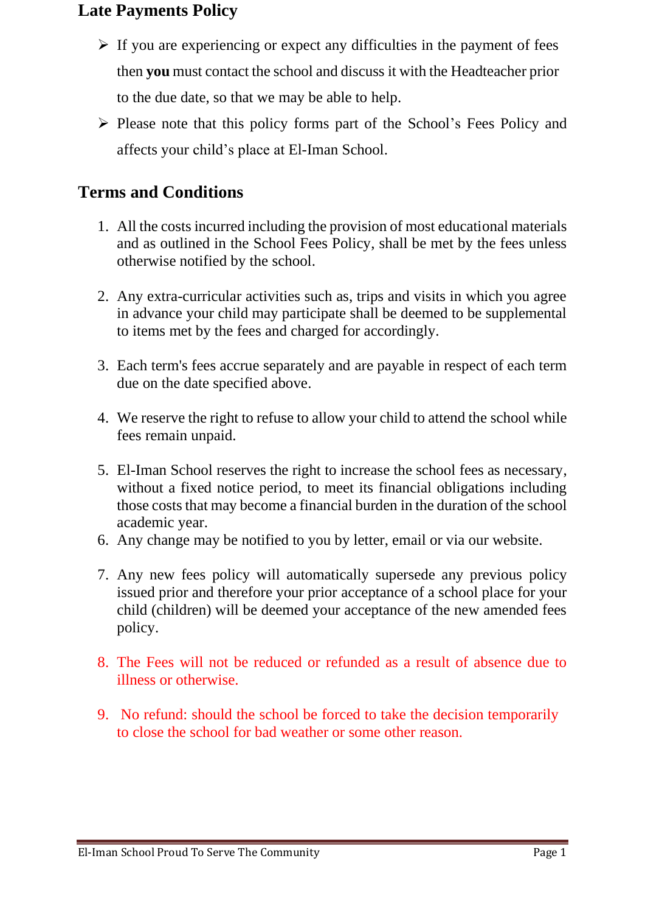## Late Payments Policy

- If you are experiencing or expect any difficulties in the payment of fees then **you** must contact the school and discuss it with the Headteacher prior to the due date, so that we may be able to help.
- Please note that this policy forms part of the School's Fees Policy and affects your child's place at El-Iman School.

## Terms and Conditions

1. All the costs incurred including the provision of most educational materials and as outlined in the School Fees Policy, shall be met by the fees unless otherwise notified by the school.

2. Any extra-curricular activities such as, trips and visits in which you agree in advance your child may participate shall be deemed to be supplemental to items met by the fees and charged for accordingly.

3. Each term's fees accrue separately and are payable in respect of each term due on the date specified above.

4. We reserve the right to refuse to allow your child to attend the school while fees remain unpaid.

5. El-Iman School reserves the right to increase the school fees as necessary, without a fixed notice period, to meet its financial obligations including those costs that may become a financial burden in the duration of the school academic year.
6. Any change may be notified to you by letter, email or via our website.

7. Any new fees policy will automatically supersede any previous policy issued prior and therefore your prior acceptance of a school place for your child (children) will be deemed your acceptance of the new amended fees policy.

8. The Fees will not be reduced or refunded as a result of absence due to illness or otherwise.

9. No refund: should the school be forced to take the decision temporarily to close the school for bad weather or some other reason.